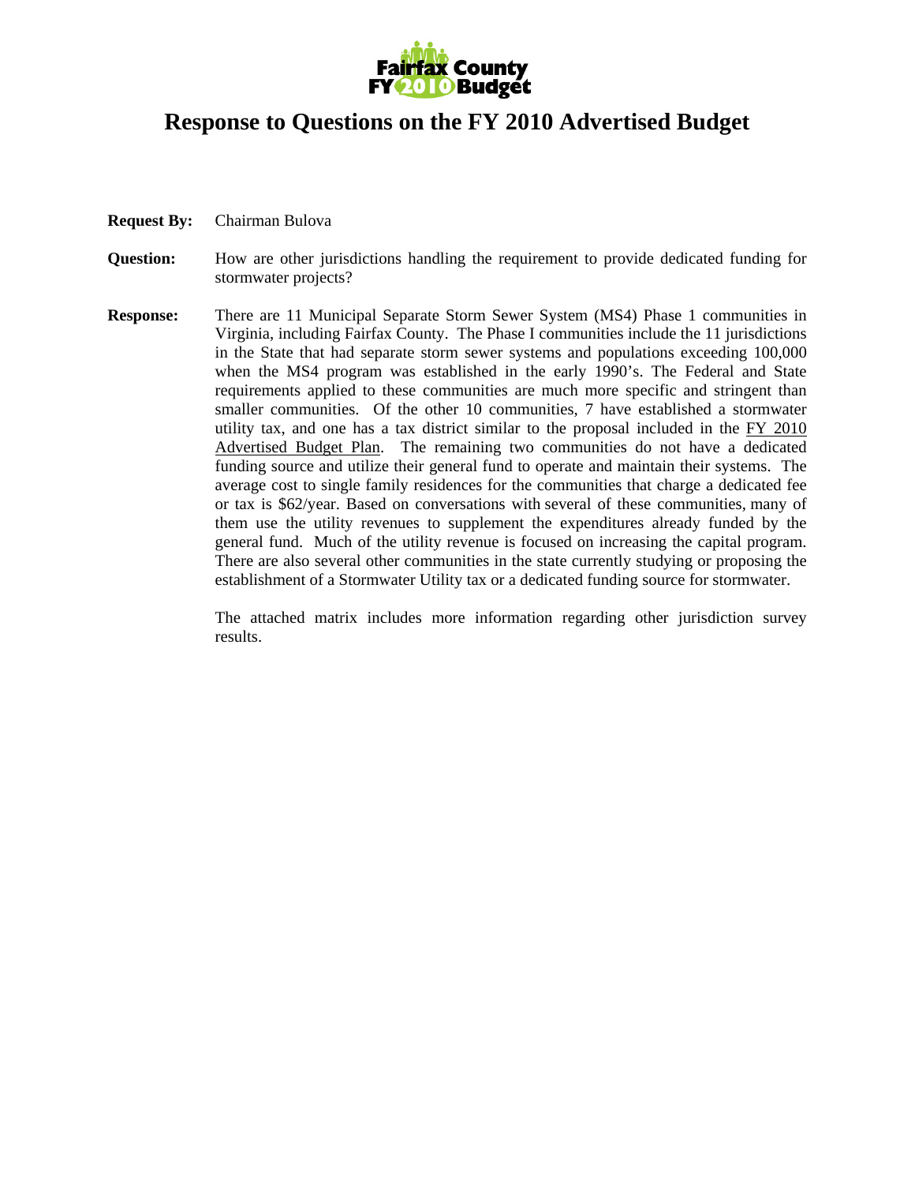Fairfax County FY 2010 Budget

# Response to Questions on the FY 2010 Advertised Budget

**Request By:** Chairman Bulova

**Question:** How are other jurisdictions handling the requirement to provide dedicated funding for stormwater projects?

**Response:** There are 11 Municipal Separate Storm Sewer System (MS4) Phase 1 communities in Virginia, including Fairfax County. The Phase I communities include the 11 jurisdictions in the State that had separate storm sewer systems and populations exceeding 100,000 when the MS4 program was established in the early 1990's. The Federal and State requirements applied to these communities are much more specific and stringent than smaller communities. Of the other 10 communities, 7 have established a stormwater utility tax, and one has a tax district similar to the proposal included in the FY 2010 Advertised Budget Plan. The remaining two communities do not have a dedicated funding source and utilize their general fund to operate and maintain their systems. The average cost to single family residences for the communities that charge a dedicated fee or tax is $62/year. Based on conversations with several of these communities, many of them use the utility revenues to supplement the expenditures already funded by the general fund. Much of the utility revenue is focused on increasing the capital program. There are also several other communities in the state currently studying or proposing the establishment of a Stormwater Utility tax or a dedicated funding source for stormwater.

The attached matrix includes more information regarding other jurisdiction survey results.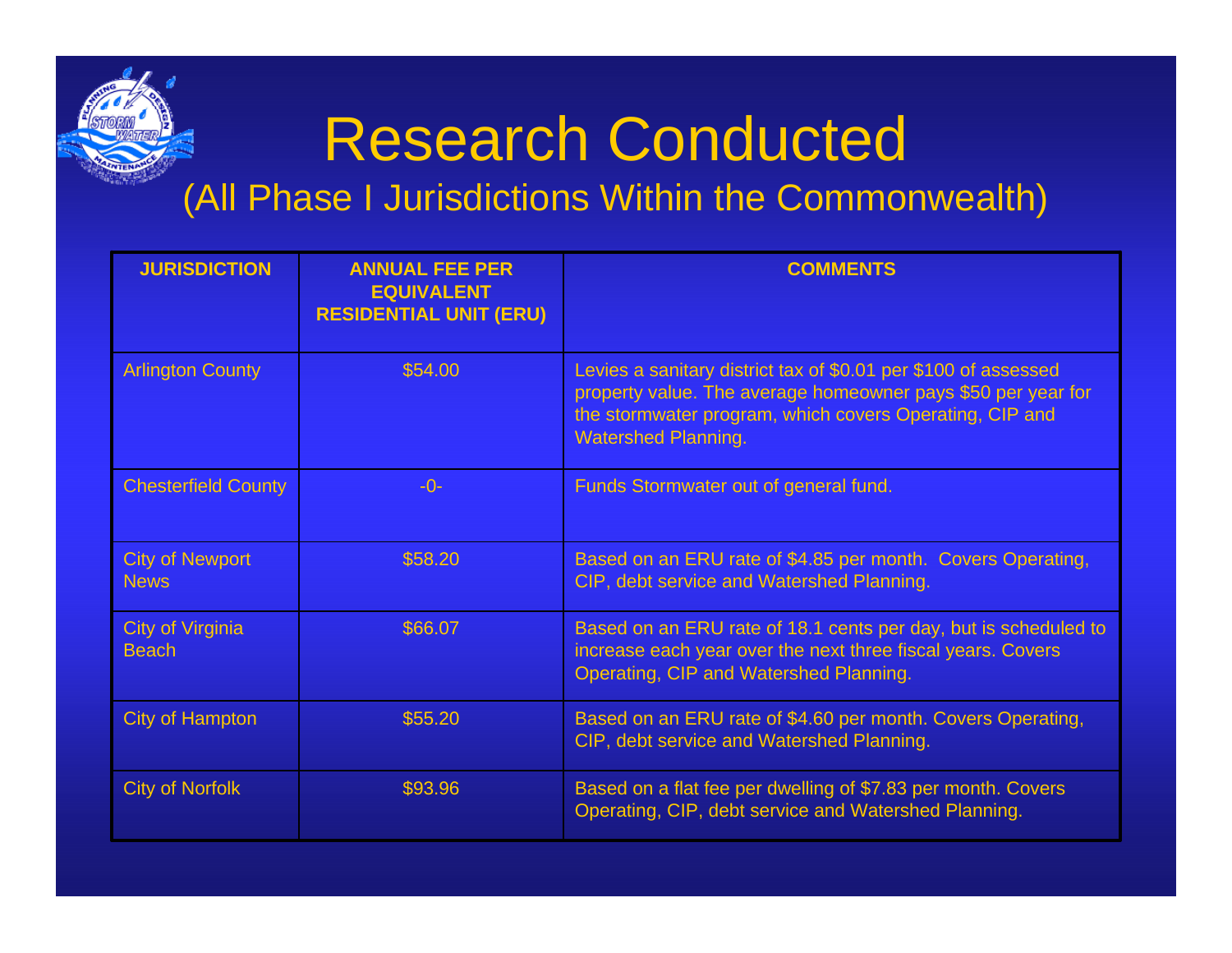# Research Conducted

## (All Phase I Jurisdictions Within the Commonwealth)

| JURISDICTION | ANNUAL FEE PER EQUIVALENT RESIDENTIAL UNIT (ERU) | COMMENTS |
|---|---|---|
| Arlington County | $54.00 | Levies a sanitary district tax of $0.01 per $100 of assessed property value. The average homeowner pays $50 per year for the stormwater program, which covers Operating, CIP and Watershed Planning. |
| Chesterfield County | -0- | Funds Stormwater out of general fund. |
| City of Newport News | $58.20 | Based on an ERU rate of $4.85 per month. Covers Operating, CIP, debt service and Watershed Planning. |
| City of Virginia Beach | $66.07 | Based on an ERU rate of 18.1 cents per day, but is scheduled to increase each year over the next three fiscal years. Covers Operating, CIP and Watershed Planning. |
| City of Hampton | $55.20 | Based on an ERU rate of $4.60 per month. Covers Operating, CIP, debt service and Watershed Planning. |
| City of Norfolk | $93.96 | Based on a flat fee per dwelling of $7.83 per month. Covers Operating, CIP, debt service and Watershed Planning. |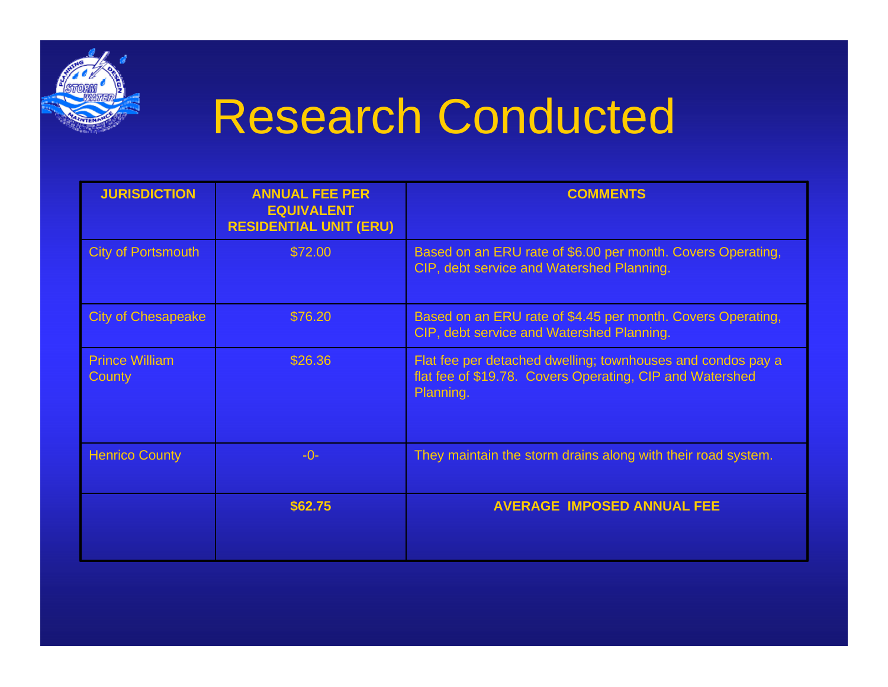# Research Conducted

| JURISDICTION | ANNUAL FEE PER EQUIVALENT RESIDENTIAL UNIT (ERU) | COMMENTS |
|---|---|---|
| City of Portsmouth | $72.00 | Based on an ERU rate of $6.00 per month. Covers Operating, CIP, debt service and Watershed Planning. |
| City of Chesapeake | $76.20 | Based on an ERU rate of $4.45 per month. Covers Operating, CIP, debt service and Watershed Planning. |
| Prince William County | $26.36 | Flat fee per detached dwelling; townhouses and condos pay a flat fee of $19.78. Covers Operating, CIP and Watershed Planning. |
| Henrico County | -0- | They maintain the storm drains along with their road system. |
| | **$62.75** | **AVERAGE IMPOSED ANNUAL FEE** |